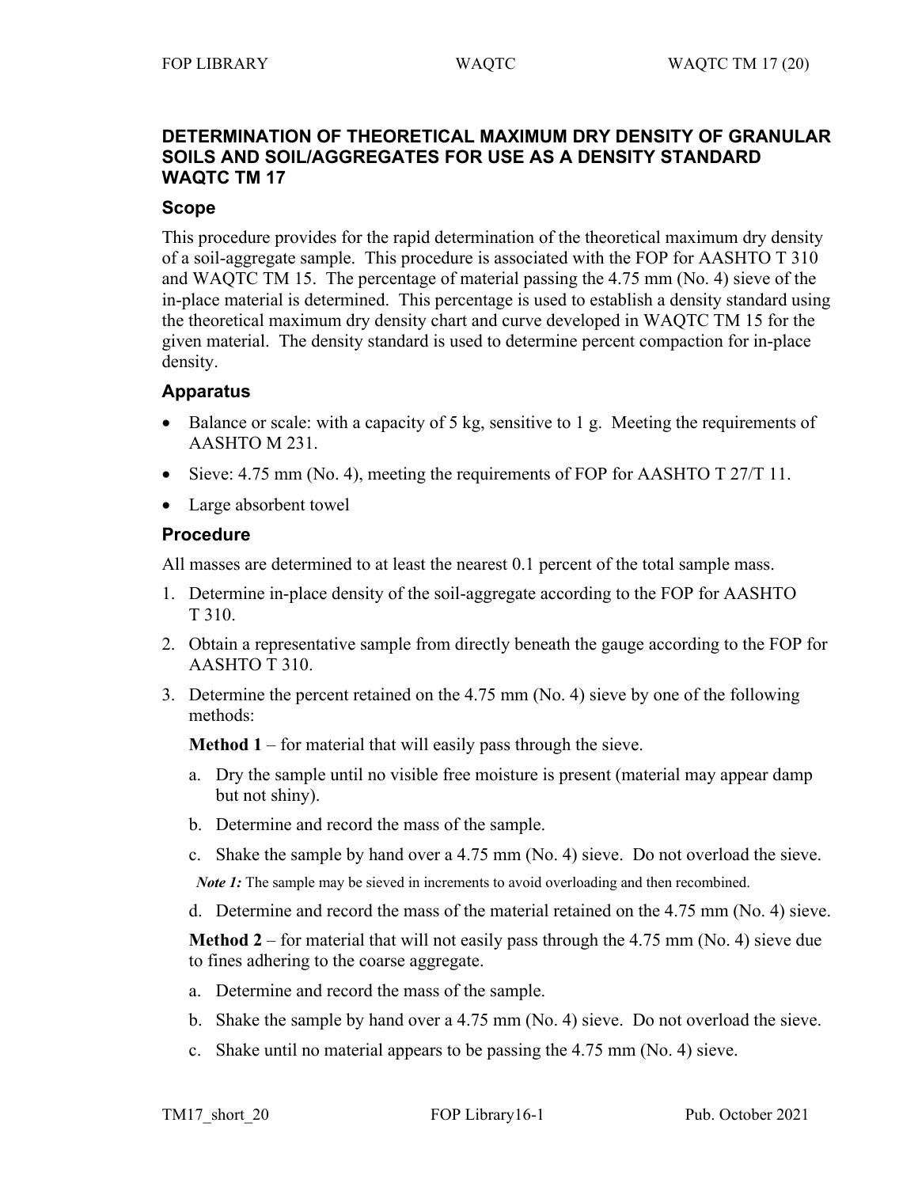# DETERMINATION OF THEORETICAL MAXIMUM DRY DENSITY OF GRANULAR SOILS AND SOIL/AGGREGATES FOR USE AS A DENSITY STANDARD WAQTC TM 17

## Scope

This procedure provides for the rapid determination of the theoretical maximum dry density of a soil-aggregate sample. This procedure is associated with the FOP for AASHTO T 310 and WAQTC TM 15. The percentage of material passing the 4.75 mm (No. 4) sieve of the in-place material is determined. This percentage is used to establish a density standard using the theoretical maximum dry density chart and curve developed in WAQTC TM 15 for the given material. The density standard is used to determine percent compaction for in-place density.

## Apparatus

- Balance or scale: with a capacity of 5 kg, sensitive to 1 g. Meeting the requirements of AASHTO M 231.
- Sieve: 4.75 mm (No. 4), meeting the requirements of FOP for AASHTO T 27/T 11.
- Large absorbent towel

## Procedure

All masses are determined to at least the nearest 0.1 percent of the total sample mass.

1. Determine in-place density of the soil-aggregate according to the FOP for AASHTO T 310.
2. Obtain a representative sample from directly beneath the gauge according to the FOP for AASHTO T 310.
3. Determine the percent retained on the 4.75 mm (No. 4) sieve by one of the following methods:

   **Method 1** – for material that will easily pass through the sieve.

   a. Dry the sample until no visible free moisture is present (material may appear damp but not shiny).
   b. Determine and record the mass of the sample.
   c. Shake the sample by hand over a 4.75 mm (No. 4) sieve. Do not overload the sieve.

   *Note 1:* The sample may be sieved in increments to avoid overloading and then recombined.

   d. Determine and record the mass of the material retained on the 4.75 mm (No. 4) sieve.

   **Method 2** – for material that will not easily pass through the 4.75 mm (No. 4) sieve due to fines adhering to the coarse aggregate.

   a. Determine and record the mass of the sample.
   b. Shake the sample by hand over a 4.75 mm (No. 4) sieve. Do not overload the sieve.
   c. Shake until no material appears to be passing the 4.75 mm (No. 4) sieve.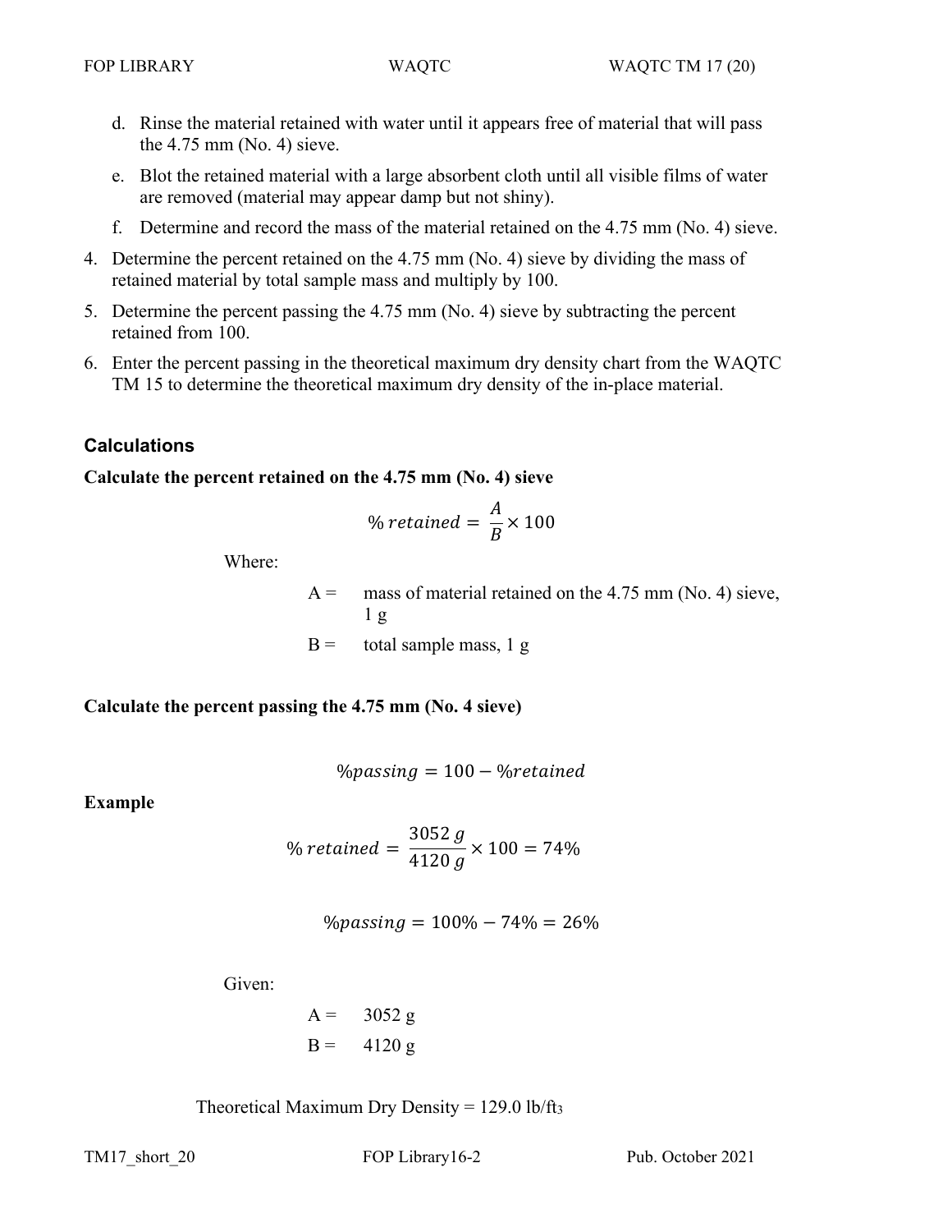d. Rinse the material retained with water until it appears free of material that will pass the 4.75 mm (No. 4) sieve.

e. Blot the retained material with a large absorbent cloth until all visible films of water are removed (material may appear damp but not shiny).

f. Determine and record the mass of the material retained on the 4.75 mm (No. 4) sieve.

4. Determine the percent retained on the 4.75 mm (No. 4) sieve by dividing the mass of retained material by total sample mass and multiply by 100.
5. Determine the percent passing the 4.75 mm (No. 4) sieve by subtracting the percent retained from 100.
6. Enter the percent passing in the theoretical maximum dry density chart from the WAQTC TM 15 to determine the theoretical maximum dry density of the in-place material.

### Calculations

**Calculate the percent retained on the 4.75 mm (No. 4) sieve**

$$\%\,retained = \frac{A}{B} \times 100$$

Where:

A = mass of material retained on the 4.75 mm (No. 4) sieve, 1 g

B = total sample mass, 1 g

**Calculate the percent passing the 4.75 mm (No. 4 sieve)**

$$\%passing = 100 - \%retained$$

**Example**

$$\%\,retained = \frac{3052\,g}{4120\,g} \times 100 = 74\%$$

$$\%passing = 100\% - 74\% = 26\%$$

Given:

A = 3052 g

B = 4120 g

Theoretical Maximum Dry Density = 129.0 lb/ft$^3$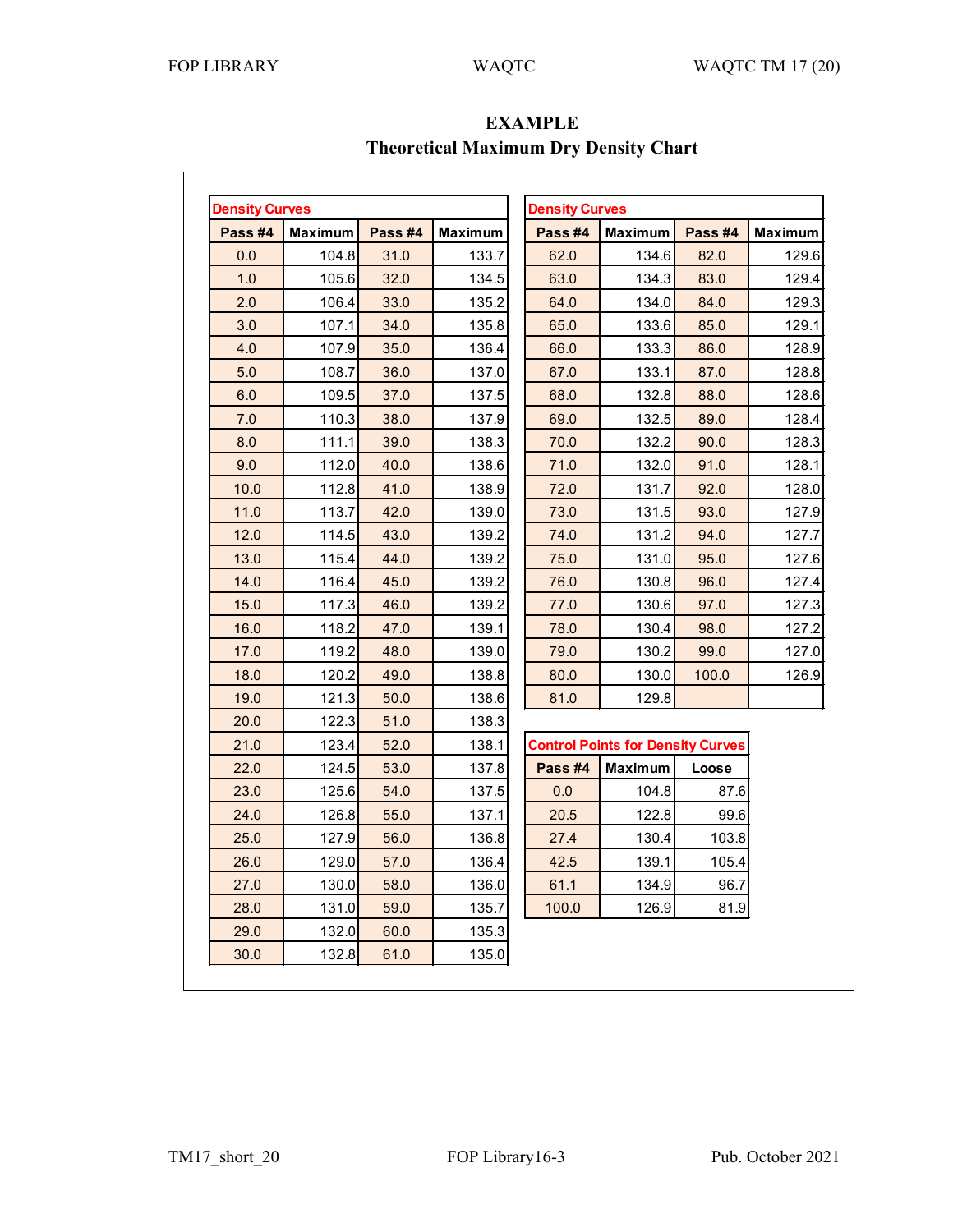# EXAMPLE

## Theoretical Maximum Dry Density Chart

**Density Curves**

| Pass #4 | Maximum | Pass #4 | Maximum |
|---|---|---|---|
| 0.0 | 104.8 | 31.0 | 133.7 |
| 1.0 | 105.6 | 32.0 | 134.5 |
| 2.0 | 106.4 | 33.0 | 135.2 |
| 3.0 | 107.1 | 34.0 | 135.8 |
| 4.0 | 107.9 | 35.0 | 136.4 |
| 5.0 | 108.7 | 36.0 | 137.0 |
| 6.0 | 109.5 | 37.0 | 137.5 |
| 7.0 | 110.3 | 38.0 | 137.9 |
| 8.0 | 111.1 | 39.0 | 138.3 |
| 9.0 | 112.0 | 40.0 | 138.6 |
| 10.0 | 112.8 | 41.0 | 138.9 |
| 11.0 | 113.7 | 42.0 | 139.0 |
| 12.0 | 114.5 | 43.0 | 139.2 |
| 13.0 | 115.4 | 44.0 | 139.2 |
| 14.0 | 116.4 | 45.0 | 139.2 |
| 15.0 | 117.3 | 46.0 | 139.2 |
| 16.0 | 118.2 | 47.0 | 139.1 |
| 17.0 | 119.2 | 48.0 | 139.0 |
| 18.0 | 120.2 | 49.0 | 138.8 |
| 19.0 | 121.3 | 50.0 | 138.6 |
| 20.0 | 122.3 | 51.0 | 138.3 |
| 21.0 | 123.4 | 52.0 | 138.1 |
| 22.0 | 124.5 | 53.0 | 137.8 |
| 23.0 | 125.6 | 54.0 | 137.5 |
| 24.0 | 126.8 | 55.0 | 137.1 |
| 25.0 | 127.9 | 56.0 | 136.8 |
| 26.0 | 129.0 | 57.0 | 136.4 |
| 27.0 | 130.0 | 58.0 | 136.0 |
| 28.0 | 131.0 | 59.0 | 135.7 |
| 29.0 | 132.0 | 60.0 | 135.3 |
| 30.0 | 132.8 | 61.0 | 135.0 |

**Density Curves**

| Pass #4 | Maximum | Pass #4 | Maximum |
|---|---|---|---|
| 62.0 | 134.6 | 82.0 | 129.6 |
| 63.0 | 134.3 | 83.0 | 129.4 |
| 64.0 | 134.0 | 84.0 | 129.3 |
| 65.0 | 133.6 | 85.0 | 129.1 |
| 66.0 | 133.3 | 86.0 | 128.9 |
| 67.0 | 133.1 | 87.0 | 128.8 |
| 68.0 | 132.8 | 88.0 | 128.6 |
| 69.0 | 132.5 | 89.0 | 128.4 |
| 70.0 | 132.2 | 90.0 | 128.3 |
| 71.0 | 132.0 | 91.0 | 128.1 |
| 72.0 | 131.7 | 92.0 | 128.0 |
| 73.0 | 131.5 | 93.0 | 127.9 |
| 74.0 | 131.2 | 94.0 | 127.7 |
| 75.0 | 131.0 | 95.0 | 127.6 |
| 76.0 | 130.8 | 96.0 | 127.4 |
| 77.0 | 130.6 | 97.0 | 127.3 |
| 78.0 | 130.4 | 98.0 | 127.2 |
| 79.0 | 130.2 | 99.0 | 127.0 |
| 80.0 | 130.0 | 100.0 | 126.9 |
| 81.0 | 129.8 | | |

**Control Points for Density Curves**

| Pass #4 | Maximum | Loose |
|---|---|---|
| 0.0 | 104.8 | 87.6 |
| 20.5 | 122.8 | 99.6 |
| 27.4 | 130.4 | 103.8 |
| 42.5 | 139.1 | 105.4 |
| 61.1 | 134.9 | 96.7 |
| 100.0 | 126.9 | 81.9 |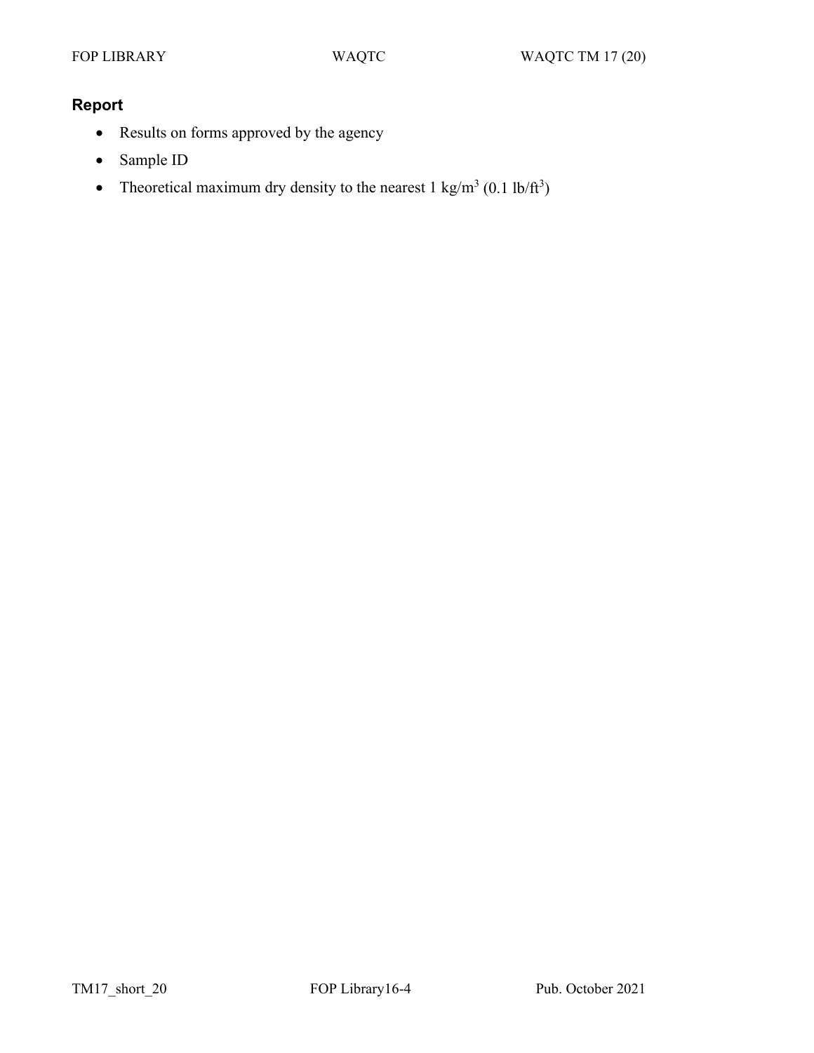## Report

- Results on forms approved by the agency
- Sample ID
- Theoretical maximum dry density to the nearest 1 $kg/m^3$ (0.1 $lb/ft^3$)